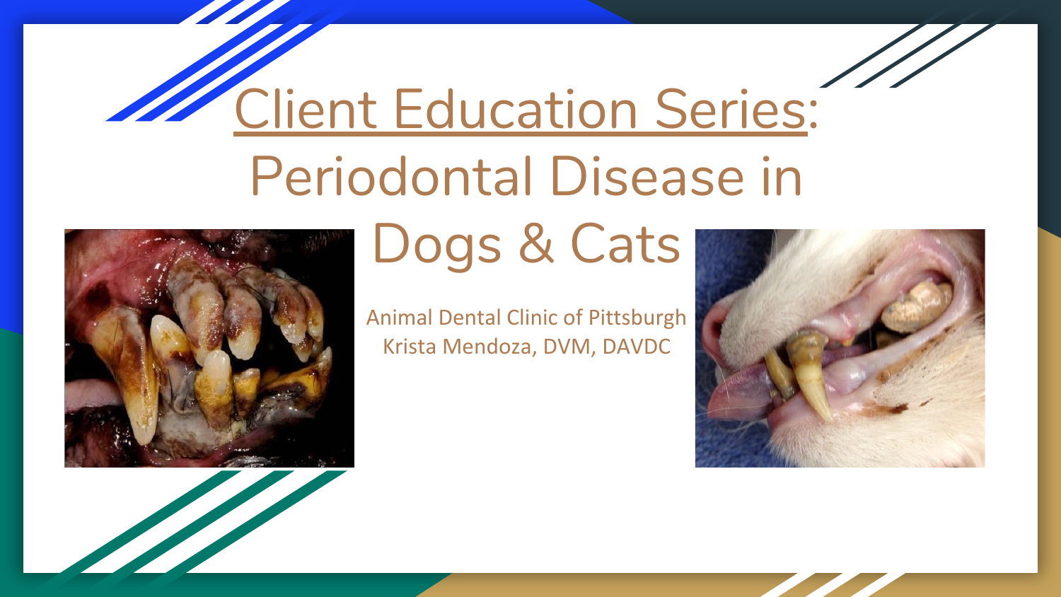# Client Education Series: Periodontal Disease in Dogs & Cats

Animal Dental Clinic of Pittsburgh
Krista Mendoza, DVM, DAVDC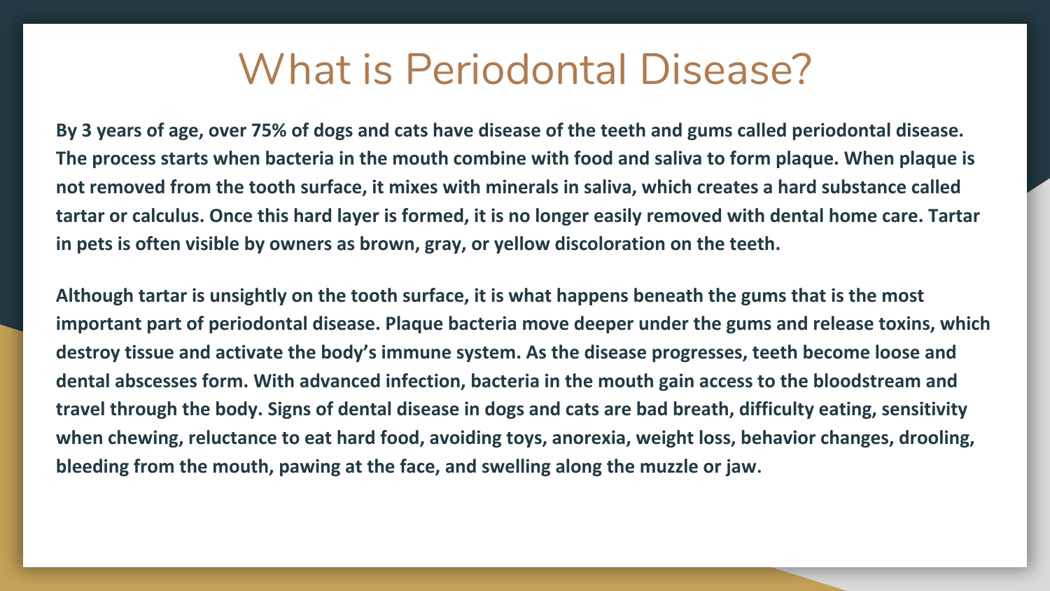# What is Periodontal Disease?

**By 3 years of age, over 75% of dogs and cats have disease of the teeth and gums called periodontal disease. The process starts when bacteria in the mouth combine with food and saliva to form plaque. When plaque is not removed from the tooth surface, it mixes with minerals in saliva, which creates a hard substance called tartar or calculus. Once this hard layer is formed, it is no longer easily removed with dental home care. Tartar in pets is often visible by owners as brown, gray, or yellow discoloration on the teeth.**

**Although tartar is unsightly on the tooth surface, it is what happens beneath the gums that is the most important part of periodontal disease. Plaque bacteria move deeper under the gums and release toxins, which destroy tissue and activate the body's immune system. As the disease progresses, teeth become loose and dental abscesses form. With advanced infection, bacteria in the mouth gain access to the bloodstream and travel through the body. Signs of dental disease in dogs and cats are bad breath, difficulty eating, sensitivity when chewing, reluctance to eat hard food, avoiding toys, anorexia, weight loss, behavior changes, drooling, bleeding from the mouth, pawing at the face, and swelling along the muzzle or jaw.**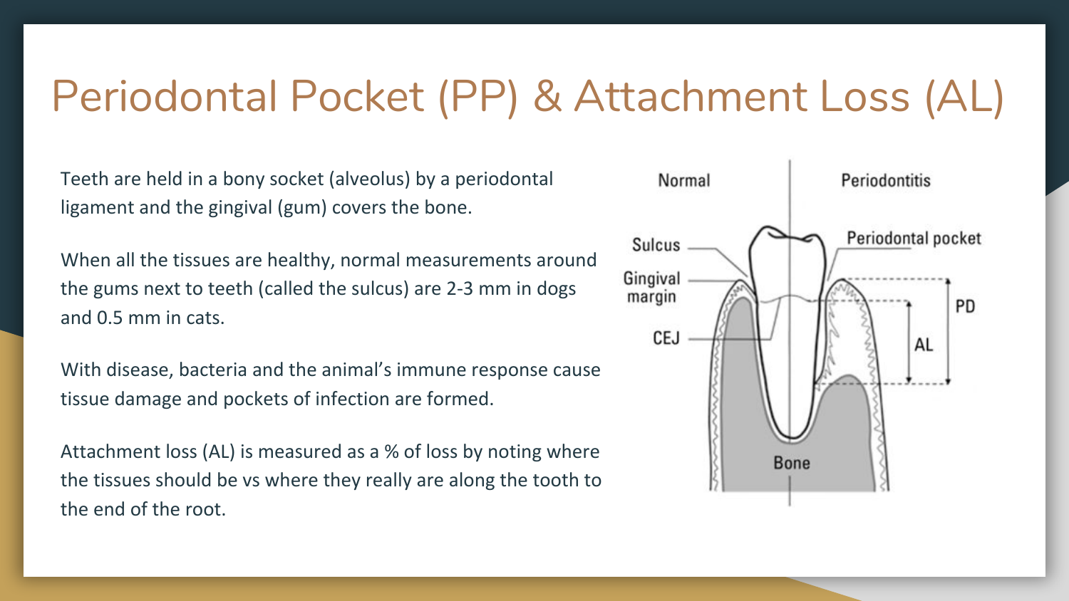# Periodontal Pocket (PP) & Attachment Loss (AL)

Teeth are held in a bony socket (alveolus) by a periodontal ligament and the gingival (gum) covers the bone.

When all the tissues are healthy, normal measurements around the gums next to teeth (called the sulcus) are 2-3 mm in dogs and 0.5 mm in cats.

With disease, bacteria and the animal's immune response cause tissue damage and pockets of infection are formed.

Attachment loss (AL) is measured as a % of loss by noting where the tissues should be vs where they really are along the tooth to the end of the root.

Normal | Periodontitis

Sulcus — Gingival margin — CEJ — Periodontal pocket — PD — AL — Bone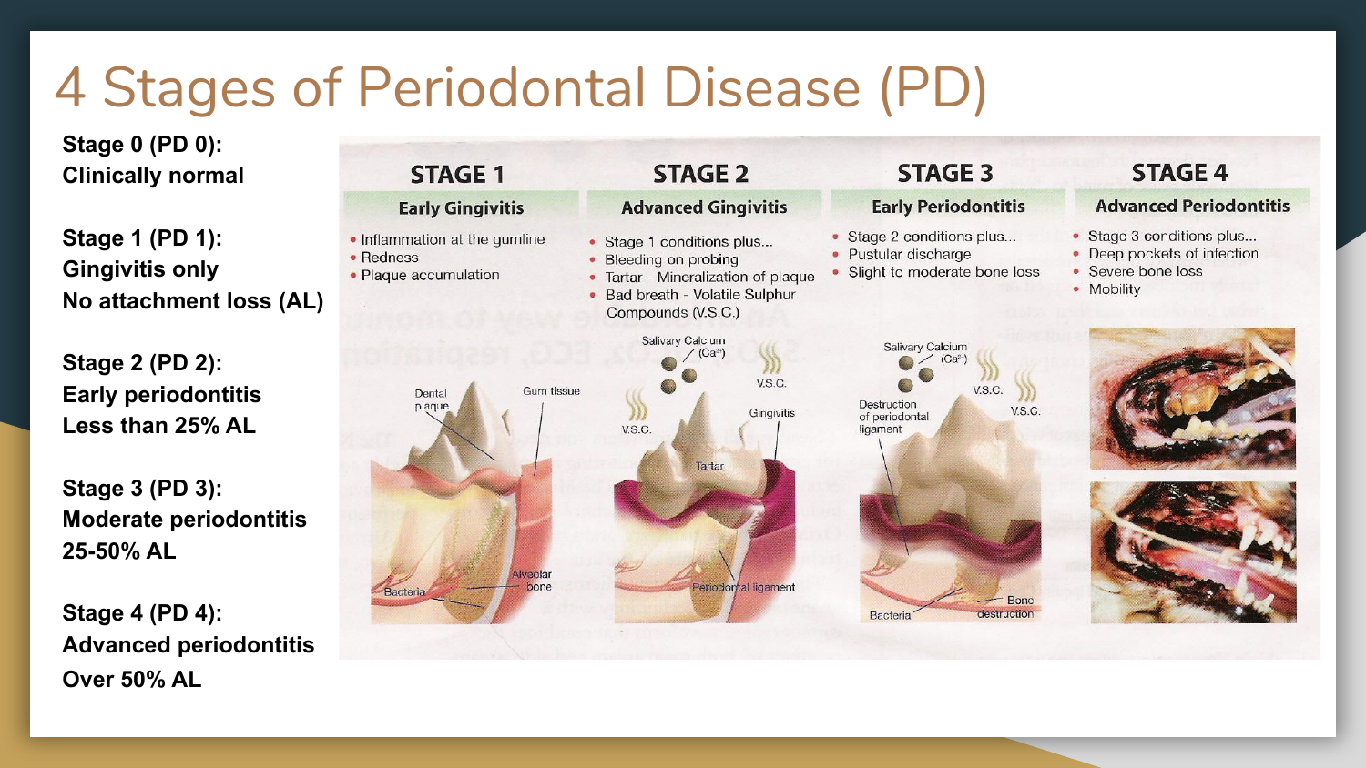# 4 Stages of Periodontal Disease (PD)

**Stage 0 (PD 0):**
**Clinically normal**

**Stage 1 (PD 1):**
**Gingivitis only**
**No attachment loss (AL)**

**Stage 2 (PD 2):**
**Early periodontitis**
**Less than 25% AL**

**Stage 3 (PD 3):**
**Moderate periodontitis**
**25-50% AL**

**Stage 4 (PD 4):**
**Advanced periodontitis**
**Over 50% AL**

## STAGE 1

### Early Gingivitis

- Inflammation at the gumline
- Redness
- Plaque accumulation

Dental plaque · Gum tissue · Bacteria · Alveolar bone

## STAGE 2

### Advanced Gingivitis

- Stage 1 conditions plus...
- Bleeding on probing
- Tartar - Mineralization of plaque
- Bad breath - Volatile Sulphur Compounds (V.S.C.)

Salivary Calcium ($Ca^{2+}$) · V.S.C. · Gingivitis · Tartar · Periodontal ligament

## STAGE 3

### Early Periodontitis

- Stage 2 conditions plus...
- Pustular discharge
- Slight to moderate bone loss

Salivary Calcium ($Ca^{2+}$) · V.S.C. · Destruction of periodontal ligament · Bacteria · Bone destruction

## STAGE 4

### Advanced Periodontitis

- Stage 3 conditions plus...
- Deep pockets of infection
- Severe bone loss
- Mobility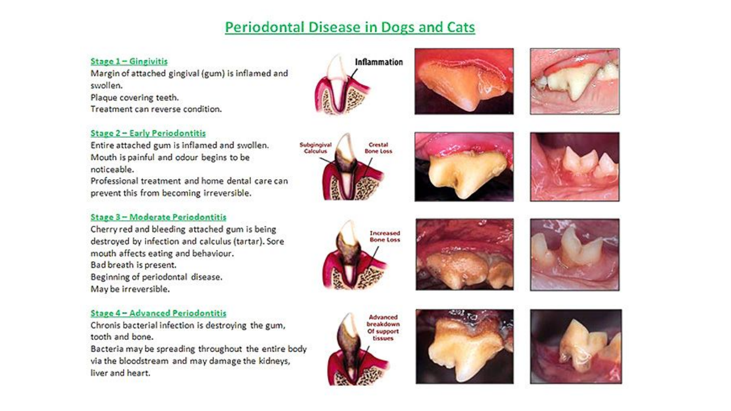# Periodontal Disease in Dogs and Cats

## Stage 1 – Gingivitis

Margin of attached gingival (gum) is inflamed and swollen.
Plaque covering teeth.
Treatment can reverse condition.

## Stage 2 – Early Periodontitis

Entire attached gum is inflamed and swollen.
Mouth is painful and odour begins to be noticeable.
Professional treatment and home dental care can prevent this from becoming irreversible.

## Stage 3 – Moderate Periodontitis

Cherry red and bleeding attached gum is being destroyed by infection and calculus (tartar). Sore mouth affects eating and behaviour.
Bad breath is present.
Beginning of periodontal disease.
May be irreversible.

## Stage 4 – Advanced Periodontitis

Chronis bacterial infection is destroying the gum, tooth and bone.
Bacteria may be spreading throughout the entire body via the bloodstream and may damage the kidneys, liver and heart.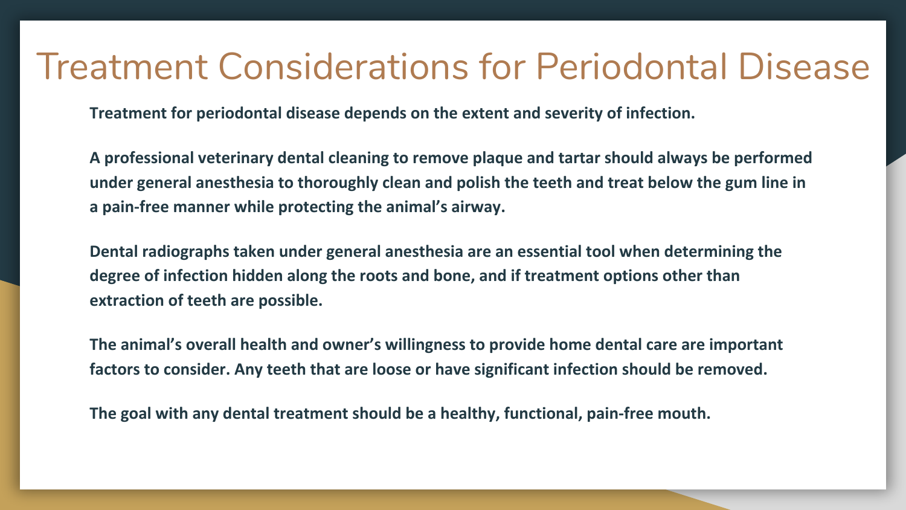# Treatment Considerations for Periodontal Disease

**Treatment for periodontal disease depends on the extent and severity of infection.**

**A professional veterinary dental cleaning to remove plaque and tartar should always be performed under general anesthesia to thoroughly clean and polish the teeth and treat below the gum line in a pain-free manner while protecting the animal's airway.**

**Dental radiographs taken under general anesthesia are an essential tool when determining the degree of infection hidden along the roots and bone, and if treatment options other than extraction of teeth are possible.**

**The animal's overall health and owner's willingness to provide home dental care are important factors to consider. Any teeth that are loose or have significant infection should be removed.**

**The goal with any dental treatment should be a healthy, functional, pain-free mouth.**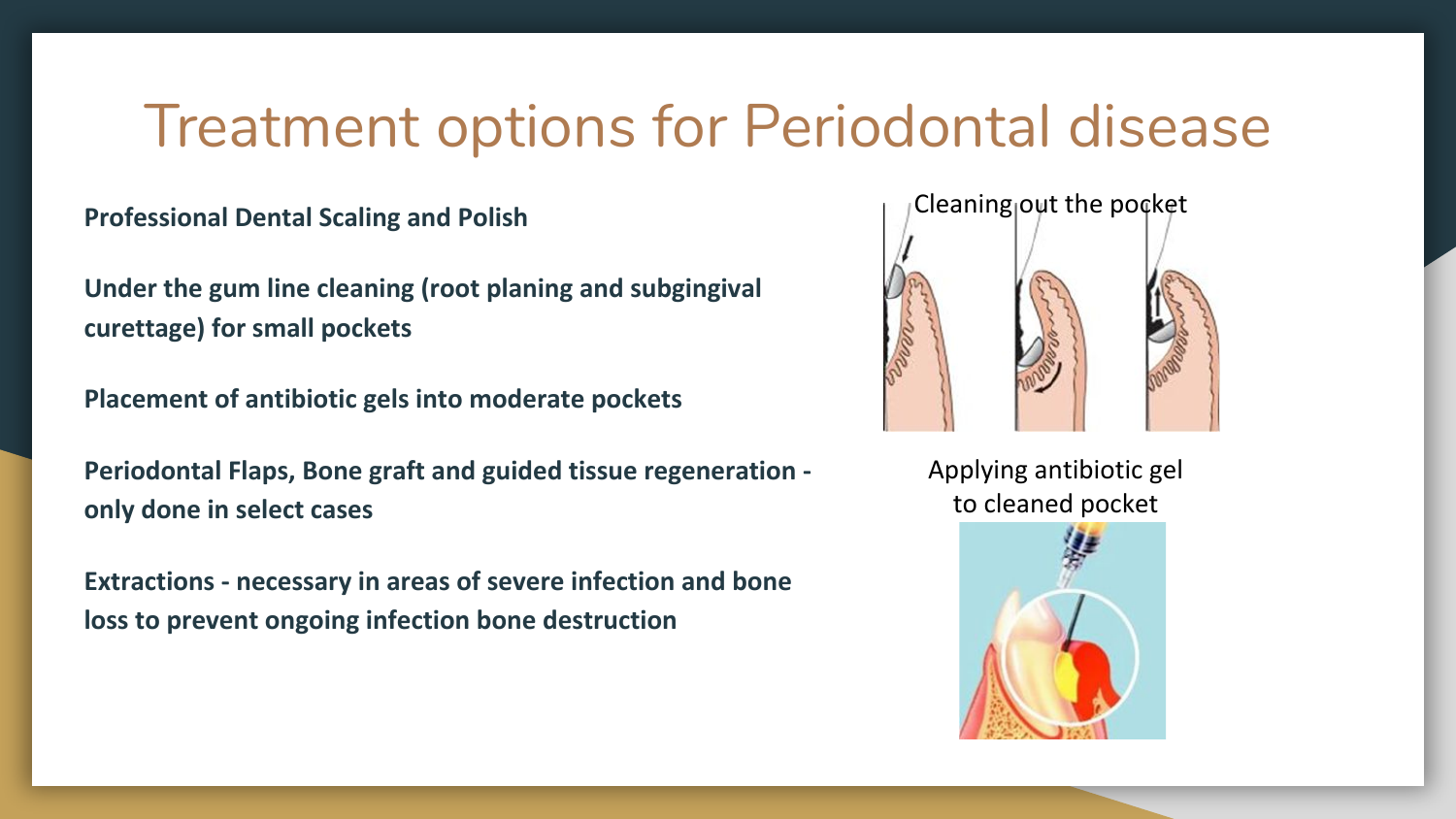# Treatment options for Periodontal disease

**Professional Dental Scaling and Polish**

**Under the gum line cleaning (root planing and subgingival curettage) for small pockets**

**Placement of antibiotic gels into moderate pockets**

**Periodontal Flaps, Bone graft and guided tissue regeneration - only done in select cases**

**Extractions - necessary in areas of severe infection and bone loss to prevent ongoing infection bone destruction**

Cleaning out the pocket

Applying antibiotic gel to cleaned pocket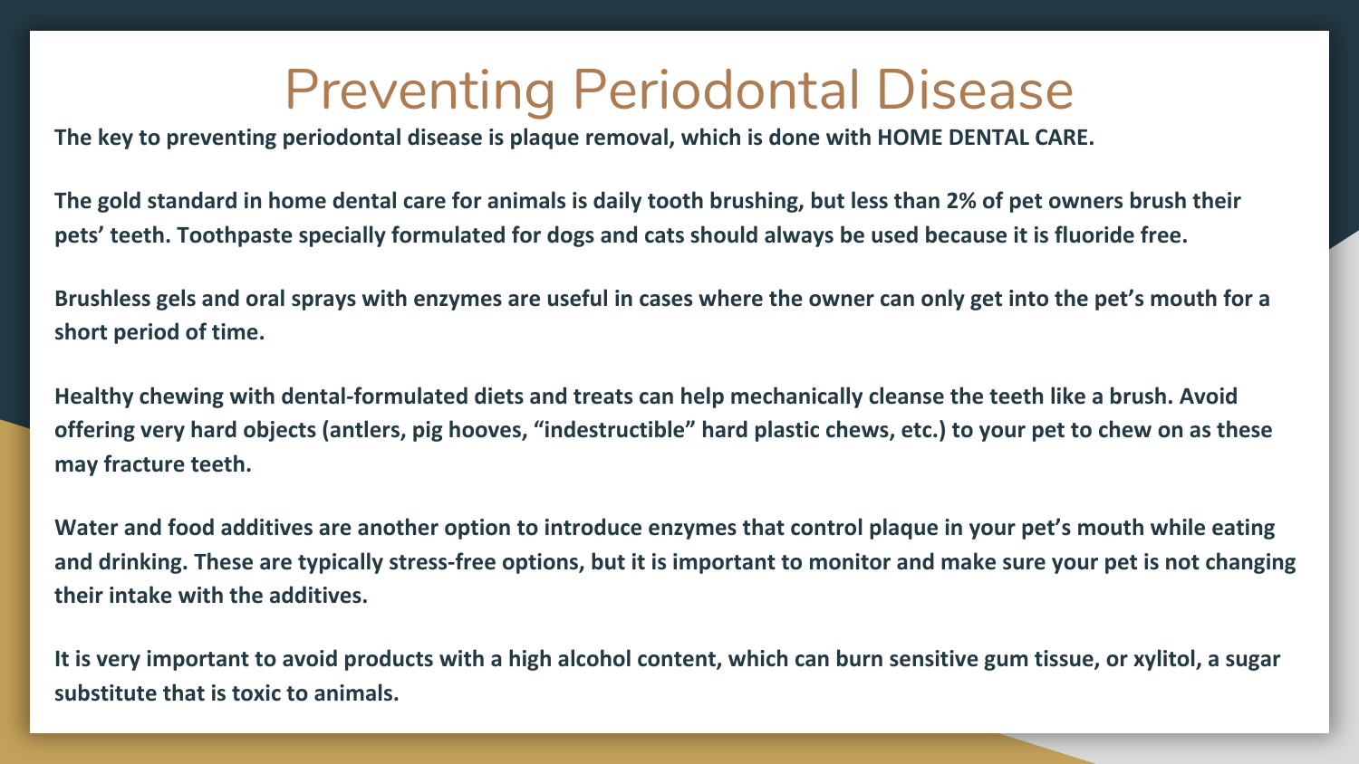# Preventing Periodontal Disease

**The key to preventing periodontal disease is plaque removal, which is done with HOME DENTAL CARE.**

**The gold standard in home dental care for animals is daily tooth brushing, but less than 2% of pet owners brush their pets' teeth. Toothpaste specially formulated for dogs and cats should always be used because it is fluoride free.**

**Brushless gels and oral sprays with enzymes are useful in cases where the owner can only get into the pet's mouth for a short period of time.**

**Healthy chewing with dental-formulated diets and treats can help mechanically cleanse the teeth like a brush. Avoid offering very hard objects (antlers, pig hooves, "indestructible" hard plastic chews, etc.) to your pet to chew on as these may fracture teeth.**

**Water and food additives are another option to introduce enzymes that control plaque in your pet's mouth while eating and drinking. These are typically stress-free options, but it is important to monitor and make sure your pet is not changing their intake with the additives.**

**It is very important to avoid products with a high alcohol content, which can burn sensitive gum tissue, or xylitol, a sugar substitute that is toxic to animals.**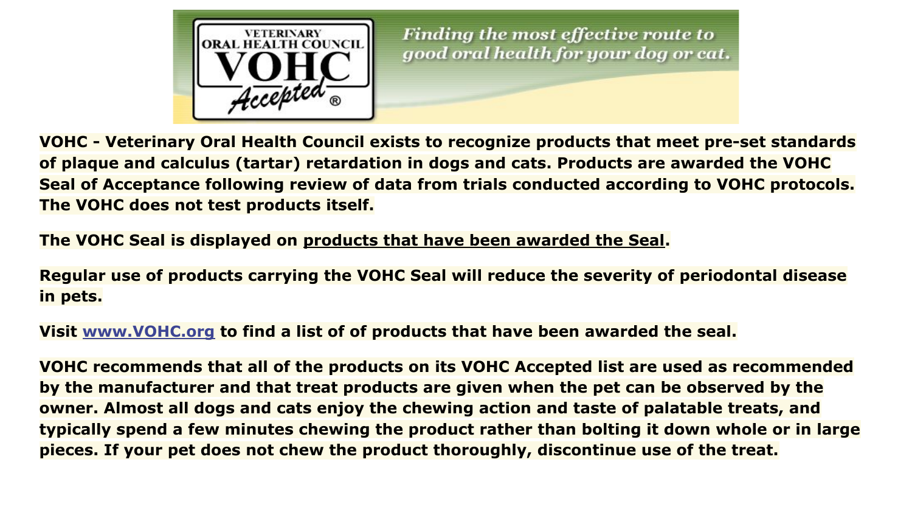VETERINARY ORAL HEALTH COUNCIL VOHC Accepted®

*Finding the most effective route to good oral health for your dog or cat.*

**VOHC - Veterinary Oral Health Council exists to recognize products that meet pre-set standards of plaque and calculus (tartar) retardation in dogs and cats. Products are awarded the VOHC Seal of Acceptance following review of data from trials conducted according to VOHC protocols. The VOHC does not test products itself.**

**The VOHC Seal is displayed on products that have been awarded the Seal.**

**Regular use of products carrying the VOHC Seal will reduce the severity of periodontal disease in pets.**

**Visit www.VOHC.org to find a list of of products that have been awarded the seal.**

**VOHC recommends that all of the products on its VOHC Accepted list are used as recommended by the manufacturer and that treat products are given when the pet can be observed by the owner. Almost all dogs and cats enjoy the chewing action and taste of palatable treats, and typically spend a few minutes chewing the product rather than bolting it down whole or in large pieces. If your pet does not chew the product thoroughly, discontinue use of the treat.**